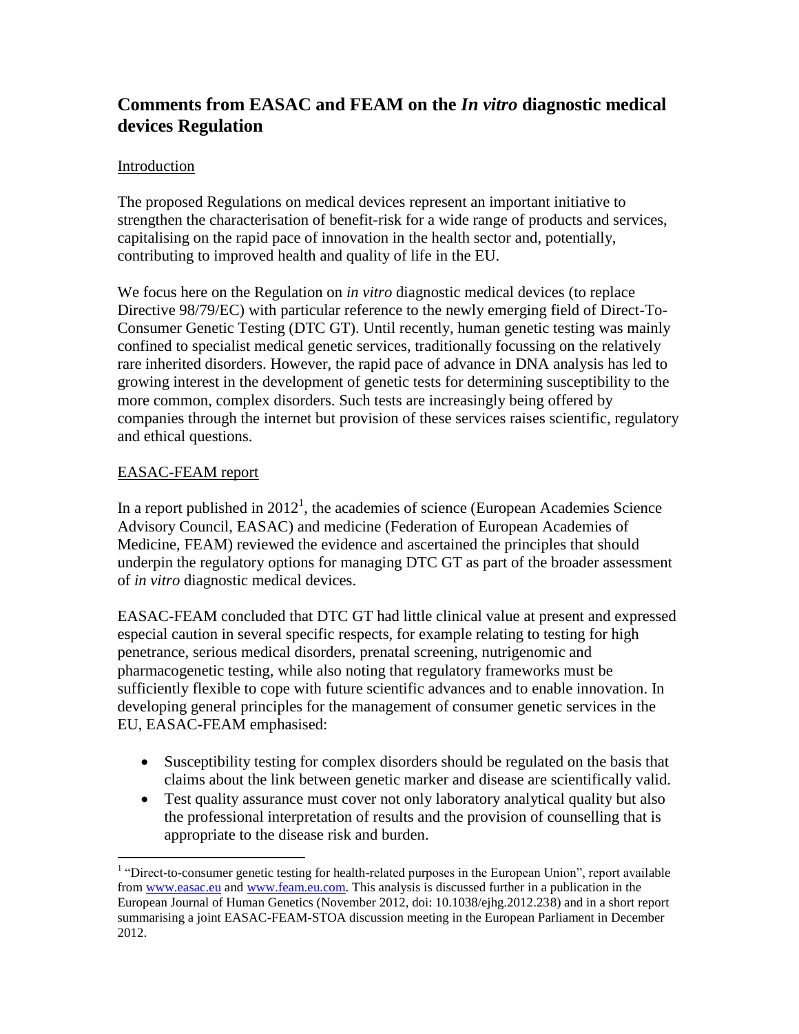# Comments from EASAC and FEAM on the *In vitro* diagnostic medical devices Regulation

## Introduction

The proposed Regulations on medical devices represent an important initiative to strengthen the characterisation of benefit-risk for a wide range of products and services, capitalising on the rapid pace of innovation in the health sector and, potentially, contributing to improved health and quality of life in the EU.

We focus here on the Regulation on *in vitro* diagnostic medical devices (to replace Directive 98/79/EC) with particular reference to the newly emerging field of Direct-To-Consumer Genetic Testing (DTC GT). Until recently, human genetic testing was mainly confined to specialist medical genetic services, traditionally focussing on the relatively rare inherited disorders. However, the rapid pace of advance in DNA analysis has led to growing interest in the development of genetic tests for determining susceptibility to the more common, complex disorders. Such tests are increasingly being offered by companies through the internet but provision of these services raises scientific, regulatory and ethical questions.

## EASAC-FEAM report

In a report published in 2012[1], the academies of science (European Academies Science Advisory Council, EASAC) and medicine (Federation of European Academies of Medicine, FEAM) reviewed the evidence and ascertained the principles that should underpin the regulatory options for managing DTC GT as part of the broader assessment of *in vitro* diagnostic medical devices.

EASAC-FEAM concluded that DTC GT had little clinical value at present and expressed especial caution in several specific respects, for example relating to testing for high penetrance, serious medical disorders, prenatal screening, nutrigenomic and pharmacogenetic testing, while also noting that regulatory frameworks must be sufficiently flexible to cope with future scientific advances and to enable innovation. In developing general principles for the management of consumer genetic services in the EU, EASAC-FEAM emphasised:

- Susceptibility testing for complex disorders should be regulated on the basis that claims about the link between genetic marker and disease are scientifically valid.
- Test quality assurance must cover not only laboratory analytical quality but also the professional interpretation of results and the provision of counselling that is appropriate to the disease risk and burden.

---

[1] "Direct-to-consumer genetic testing for health-related purposes in the European Union", report available from www.easac.eu and www.feam.eu.com. This analysis is discussed further in a publication in the European Journal of Human Genetics (November 2012, doi: 10.1038/ejhg.2012.238) and in a short report summarising a joint EASAC-FEAM-STOA discussion meeting in the European Parliament in December 2012.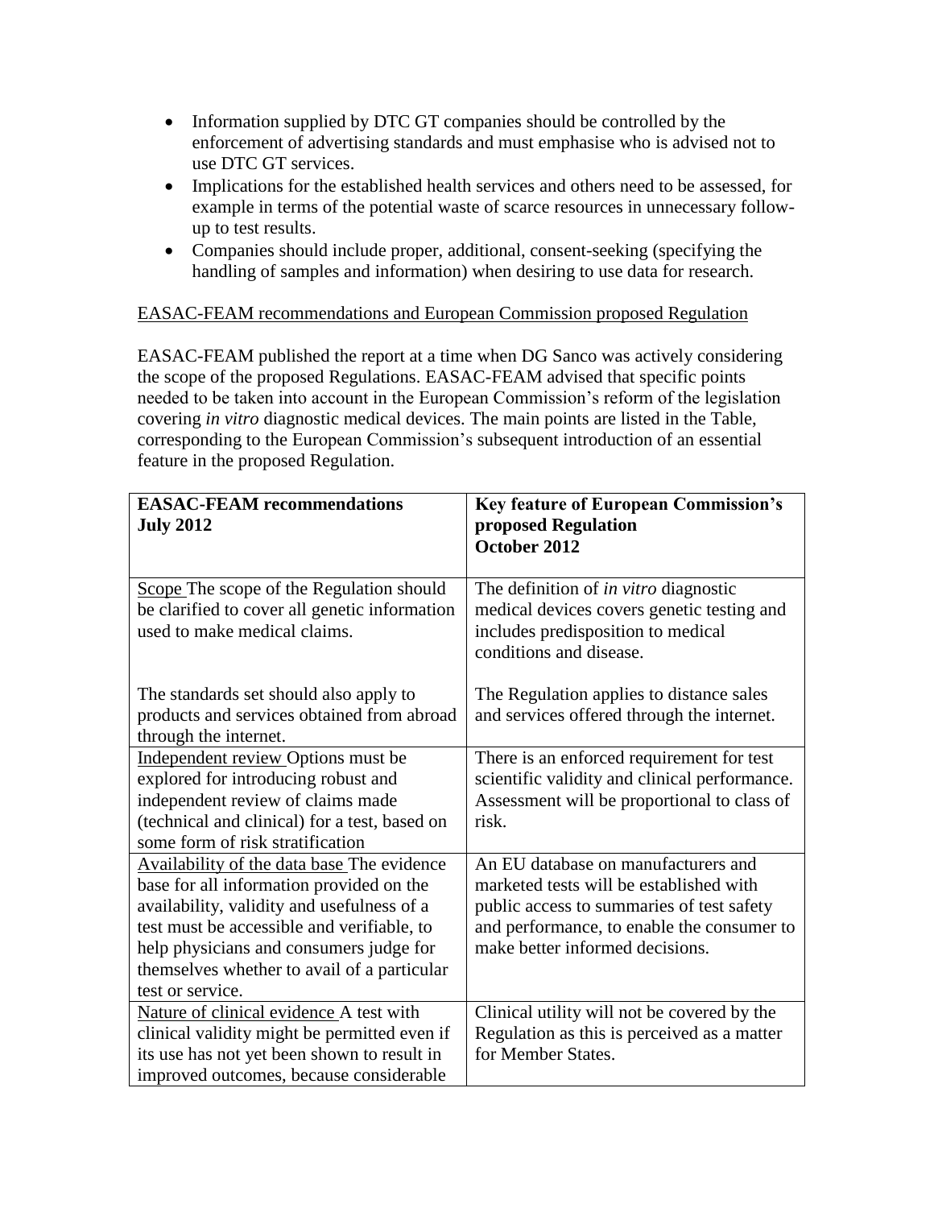- Information supplied by DTC GT companies should be controlled by the enforcement of advertising standards and must emphasise who is advised not to use DTC GT services.
- Implications for the established health services and others need to be assessed, for example in terms of the potential waste of scarce resources in unnecessary follow-up to test results.
- Companies should include proper, additional, consent-seeking (specifying the handling of samples and information) when desiring to use data for research.

EASAC-FEAM recommendations and European Commission proposed Regulation

EASAC-FEAM published the report at a time when DG Sanco was actively considering the scope of the proposed Regulations. EASAC-FEAM advised that specific points needed to be taken into account in the European Commission's reform of the legislation covering *in vitro* diagnostic medical devices. The main points are listed in the Table, corresponding to the European Commission's subsequent introduction of an essential feature in the proposed Regulation.

| **EASAC-FEAM recommendations July 2012** | **Key feature of European Commission's proposed Regulation October 2012** |
|---|---|
| Scope The scope of the Regulation should be clarified to cover all genetic information used to make medical claims.<br><br>The standards set should also apply to products and services obtained from abroad through the internet. | The definition of *in vitro* diagnostic medical devices covers genetic testing and includes predisposition to medical conditions and disease.<br><br>The Regulation applies to distance sales and services offered through the internet. |
| Independent review Options must be explored for introducing robust and independent review of claims made (technical and clinical) for a test, based on some form of risk stratification | There is an enforced requirement for test scientific validity and clinical performance. Assessment will be proportional to class of risk. |
| Availability of the data base The evidence base for all information provided on the availability, validity and usefulness of a test must be accessible and verifiable, to help physicians and consumers judge for themselves whether to avail of a particular test or service. | An EU database on manufacturers and marketed tests will be established with public access to summaries of test safety and performance, to enable the consumer to make better informed decisions. |
| Nature of clinical evidence A test with clinical validity might be permitted even if its use has not yet been shown to result in improved outcomes, because considerable | Clinical utility will not be covered by the Regulation as this is perceived as a matter for Member States. |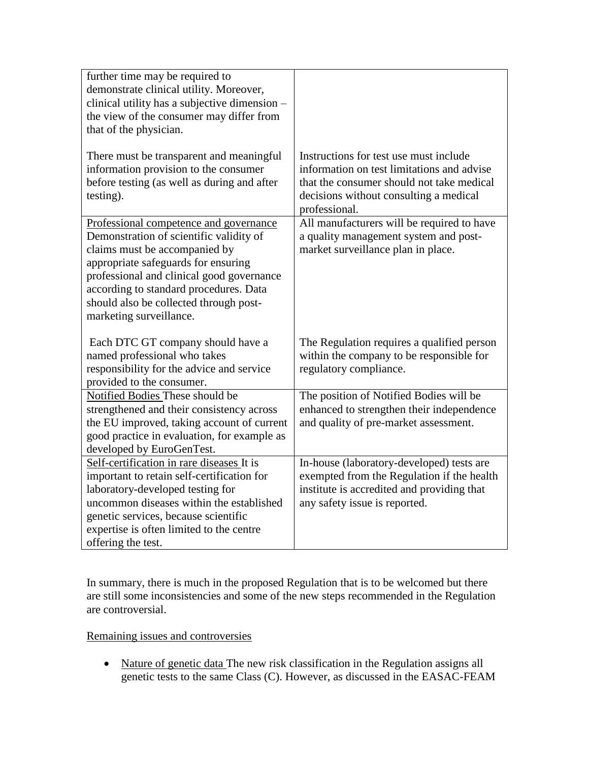| | |
|---|---|
| further time may be required to demonstrate clinical utility. Moreover, clinical utility has a subjective dimension – the view of the consumer may differ from that of the physician.<br><br>There must be transparent and meaningful information provision to the consumer before testing (as well as during and after testing). | <br><br><br><br><br>Instructions for test use must include information on test limitations and advise that the consumer should not take medical decisions without consulting a medical professional. |
| Professional competence and governance Demonstration of scientific validity of claims must be accompanied by appropriate safeguards for ensuring professional and clinical good governance according to standard procedures. Data should also be collected through post-marketing surveillance.<br><br>Each DTC GT company should have a named professional who takes responsibility for the advice and service provided to the consumer. | All manufacturers will be required to have a quality management system and post-market surveillance plan in place.<br><br><br><br><br><br>The Regulation requires a qualified person within the company to be responsible for regulatory compliance. |
| Notified Bodies These should be strengthened and their consistency across the EU improved, taking account of current good practice in evaluation, for example as developed by EuroGenTest. | The position of Notified Bodies will be enhanced to strengthen their independence and quality of pre-market assessment. |
| Self-certification in rare diseases It is important to retain self-certification for laboratory-developed testing for uncommon diseases within the established genetic services, because scientific expertise is often limited to the centre offering the test. | In-house (laboratory-developed) tests are exempted from the Regulation if the health institute is accredited and providing that any safety issue is reported. |

In summary, there is much in the proposed Regulation that is to be welcomed but there are still some inconsistencies and some of the new steps recommended in the Regulation are controversial.

Remaining issues and controversies

- Nature of genetic data The new risk classification in the Regulation assigns all genetic tests to the same Class (C). However, as discussed in the EASAC-FEAM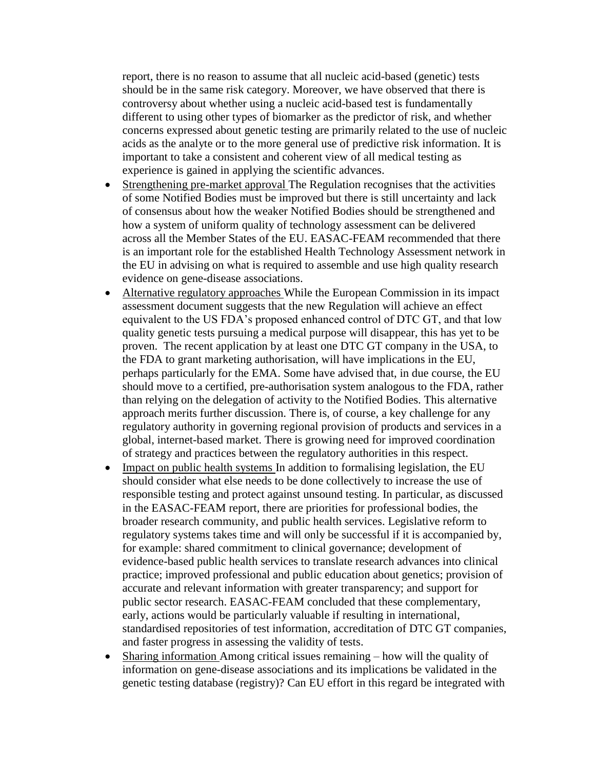report, there is no reason to assume that all nucleic acid-based (genetic) tests should be in the same risk category. Moreover, we have observed that there is controversy about whether using a nucleic acid-based test is fundamentally different to using other types of biomarker as the predictor of risk, and whether concerns expressed about genetic testing are primarily related to the use of nucleic acids as the analyte or to the more general use of predictive risk information. It is important to take a consistent and coherent view of all medical testing as experience is gained in applying the scientific advances.

- Strengthening pre-market approval The Regulation recognises that the activities of some Notified Bodies must be improved but there is still uncertainty and lack of consensus about how the weaker Notified Bodies should be strengthened and how a system of uniform quality of technology assessment can be delivered across all the Member States of the EU. EASAC-FEAM recommended that there is an important role for the established Health Technology Assessment network in the EU in advising on what is required to assemble and use high quality research evidence on gene-disease associations.
- Alternative regulatory approaches While the European Commission in its impact assessment document suggests that the new Regulation will achieve an effect equivalent to the US FDA's proposed enhanced control of DTC GT, and that low quality genetic tests pursuing a medical purpose will disappear, this has yet to be proven. The recent application by at least one DTC GT company in the USA, to the FDA to grant marketing authorisation, will have implications in the EU, perhaps particularly for the EMA. Some have advised that, in due course, the EU should move to a certified, pre-authorisation system analogous to the FDA, rather than relying on the delegation of activity to the Notified Bodies. This alternative approach merits further discussion. There is, of course, a key challenge for any regulatory authority in governing regional provision of products and services in a global, internet-based market. There is growing need for improved coordination of strategy and practices between the regulatory authorities in this respect.
- Impact on public health systems In addition to formalising legislation, the EU should consider what else needs to be done collectively to increase the use of responsible testing and protect against unsound testing. In particular, as discussed in the EASAC-FEAM report, there are priorities for professional bodies, the broader research community, and public health services. Legislative reform to regulatory systems takes time and will only be successful if it is accompanied by, for example: shared commitment to clinical governance; development of evidence-based public health services to translate research advances into clinical practice; improved professional and public education about genetics; provision of accurate and relevant information with greater transparency; and support for public sector research. EASAC-FEAM concluded that these complementary, early, actions would be particularly valuable if resulting in international, standardised repositories of test information, accreditation of DTC GT companies, and faster progress in assessing the validity of tests.
- Sharing information Among critical issues remaining – how will the quality of information on gene-disease associations and its implications be validated in the genetic testing database (registry)? Can EU effort in this regard be integrated with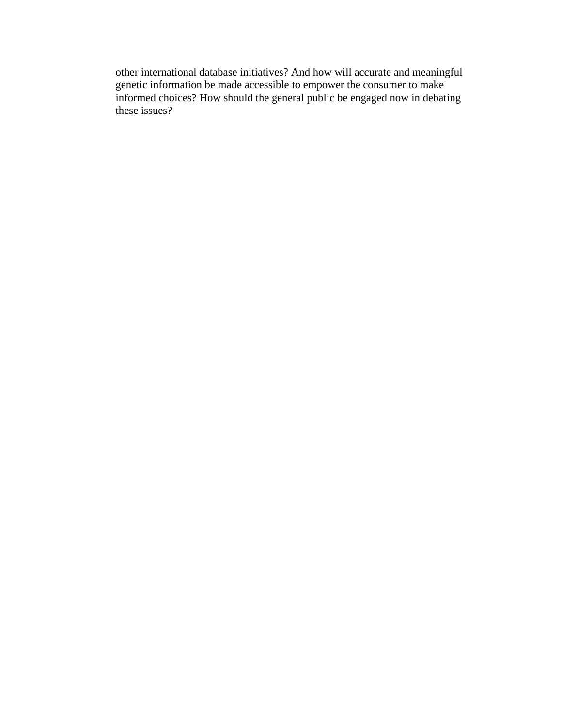other international database initiatives? And how will accurate and meaningful genetic information be made accessible to empower the consumer to make informed choices? How should the general public be engaged now in debating these issues?